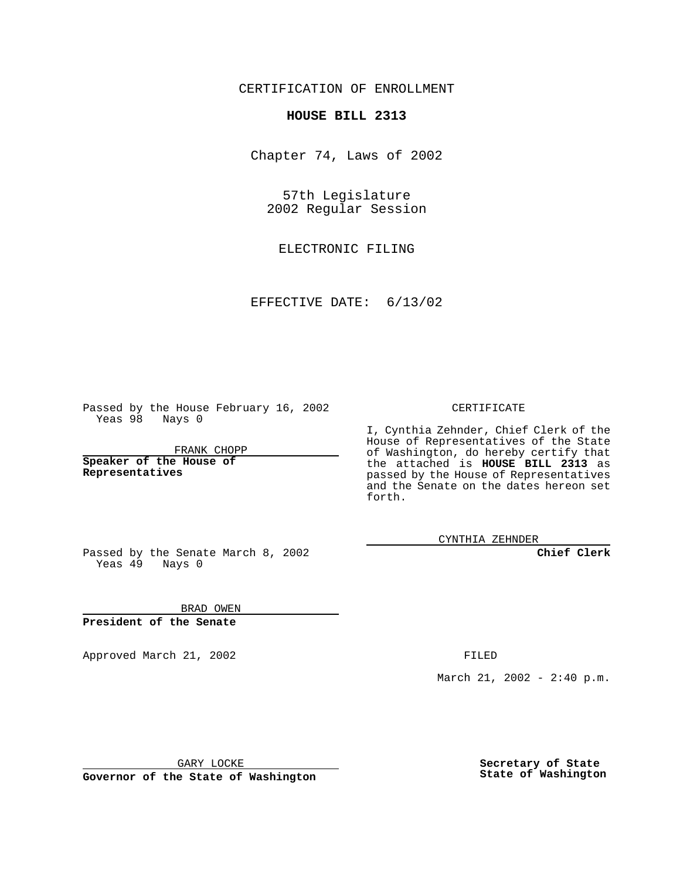CERTIFICATION OF ENROLLMENT

# HOUSE BILL 2313

Chapter 74, Laws of 2002

57th Legislature
2002 Regular Session

ELECTRONIC FILING

EFFECTIVE DATE: 6/13/02

Passed by the House February 16, 2002
Yeas 98 Nays 0

FRANK CHOPP

**Speaker of the House of Representatives**

Passed by the Senate March 8, 2002
Yeas 49 Nays 0

BRAD OWEN

**President of the Senate**

Approved March 21, 2002

GARY LOCKE

**Governor of the State of Washington**

CERTIFICATE

I, Cynthia Zehnder, Chief Clerk of the House of Representatives of the State of Washington, do hereby certify that the attached is **HOUSE BILL 2313** as passed by the House of Representatives and the Senate on the dates hereon set forth.

CYNTHIA ZEHNDER

**Chief Clerk**

FILED

March 21, 2002 - 2:40 p.m.

**Secretary of State**
**State of Washington**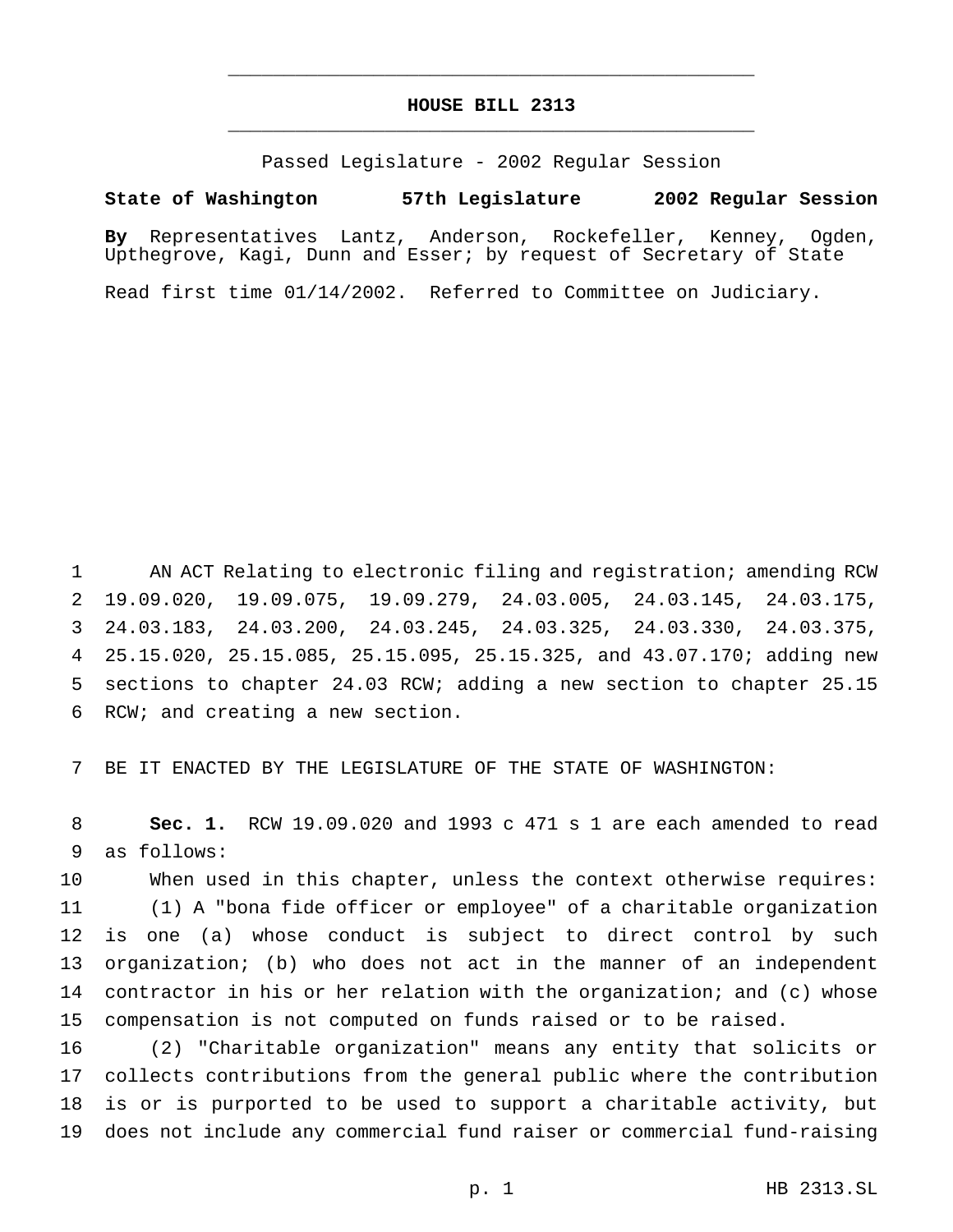# HOUSE BILL 2313

Passed Legislature - 2002 Regular Session

**State of Washington 57th Legislature 2002 Regular Session**

**By** Representatives Lantz, Anderson, Rockefeller, Kenney, Ogden, Upthegrove, Kagi, Dunn and Esser; by request of Secretary of State

Read first time 01/14/2002. Referred to Committee on Judiciary.

1 AN ACT Relating to electronic filing and registration; amending RCW
2 19.09.020, 19.09.075, 19.09.279, 24.03.005, 24.03.145, 24.03.175,
3 24.03.183, 24.03.200, 24.03.245, 24.03.325, 24.03.330, 24.03.375,
4 25.15.020, 25.15.085, 25.15.095, 25.15.325, and 43.07.170; adding new
5 sections to chapter 24.03 RCW; adding a new section to chapter 25.15
6 RCW; and creating a new section.

7 BE IT ENACTED BY THE LEGISLATURE OF THE STATE OF WASHINGTON:

8 **Sec. 1.** RCW 19.09.020 and 1993 c 471 s 1 are each amended to read
9 as follows:

10 When used in this chapter, unless the context otherwise requires:

11 (1) A "bona fide officer or employee" of a charitable organization
12 is one (a) whose conduct is subject to direct control by such
13 organization; (b) who does not act in the manner of an independent
14 contractor in his or her relation with the organization; and (c) whose
15 compensation is not computed on funds raised or to be raised.

16 (2) "Charitable organization" means any entity that solicits or
17 collects contributions from the general public where the contribution
18 is or is purported to be used to support a charitable activity, but
19 does not include any commercial fund raiser or commercial fund-raising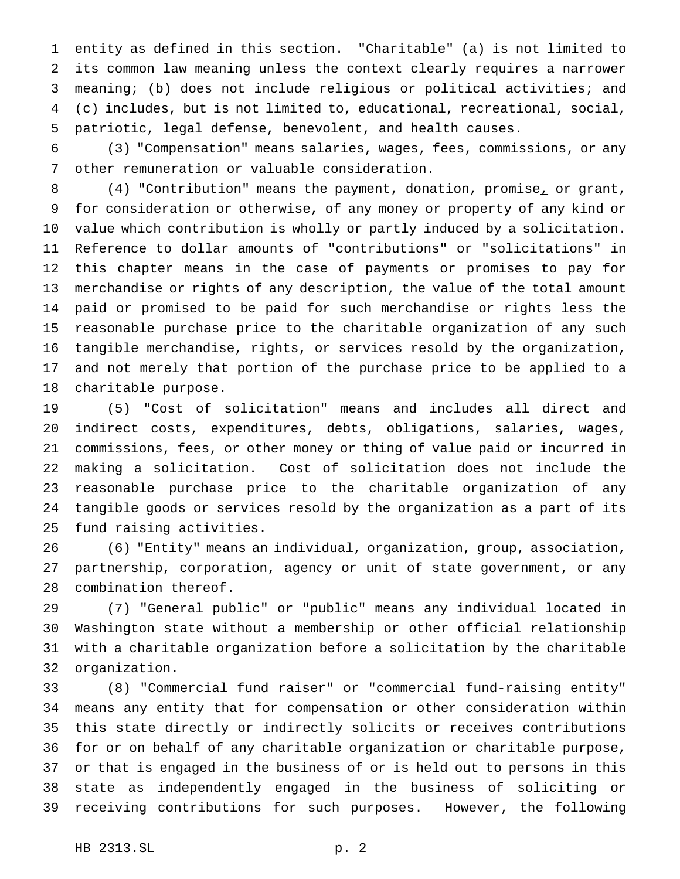entity as defined in this section. "Charitable" (a) is not limited to its common law meaning unless the context clearly requires a narrower meaning; (b) does not include religious or political activities; and (c) includes, but is not limited to, educational, recreational, social, patriotic, legal defense, benevolent, and health causes.

(3) "Compensation" means salaries, wages, fees, commissions, or any other remuneration or valuable consideration.

(4) "Contribution" means the payment, donation, promise, or grant, for consideration or otherwise, of any money or property of any kind or value which contribution is wholly or partly induced by a solicitation. Reference to dollar amounts of "contributions" or "solicitations" in this chapter means in the case of payments or promises to pay for merchandise or rights of any description, the value of the total amount paid or promised to be paid for such merchandise or rights less the reasonable purchase price to the charitable organization of any such tangible merchandise, rights, or services resold by the organization, and not merely that portion of the purchase price to be applied to a charitable purpose.

(5) "Cost of solicitation" means and includes all direct and indirect costs, expenditures, debts, obligations, salaries, wages, commissions, fees, or other money or thing of value paid or incurred in making a solicitation. Cost of solicitation does not include the reasonable purchase price to the charitable organization of any tangible goods or services resold by the organization as a part of its fund raising activities.

(6) "Entity" means an individual, organization, group, association, partnership, corporation, agency or unit of state government, or any combination thereof.

(7) "General public" or "public" means any individual located in Washington state without a membership or other official relationship with a charitable organization before a solicitation by the charitable organization.

(8) "Commercial fund raiser" or "commercial fund-raising entity" means any entity that for compensation or other consideration within this state directly or indirectly solicits or receives contributions for or on behalf of any charitable organization or charitable purpose, or that is engaged in the business of or is held out to persons in this state as independently engaged in the business of soliciting or receiving contributions for such purposes. However, the following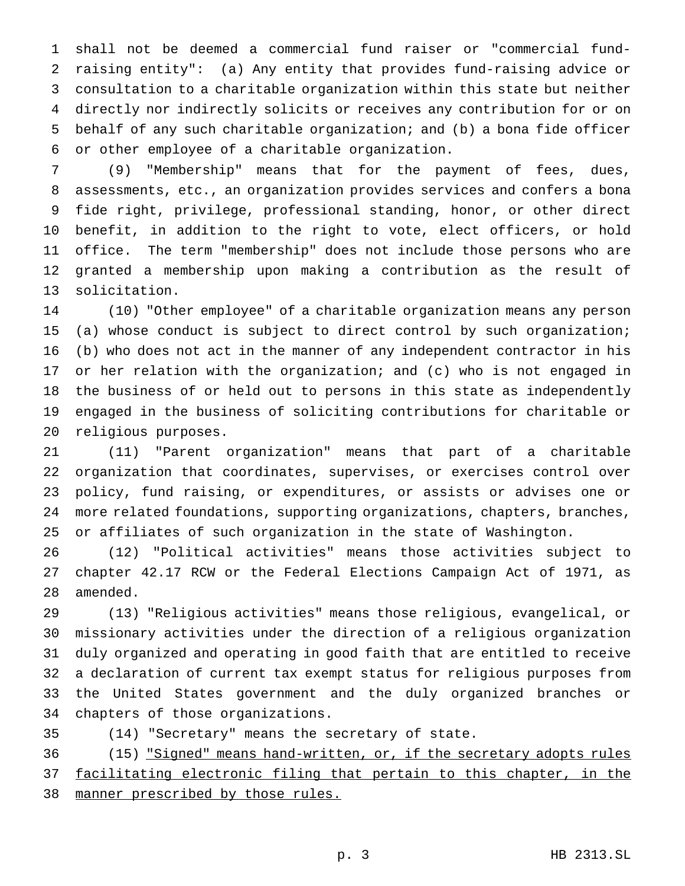shall not be deemed a commercial fund raiser or "commercial fund-raising entity": (a) Any entity that provides fund-raising advice or consultation to a charitable organization within this state but neither directly nor indirectly solicits or receives any contribution for or on behalf of any such charitable organization; and (b) a bona fide officer or other employee of a charitable organization.

(9) "Membership" means that for the payment of fees, dues, assessments, etc., an organization provides services and confers a bona fide right, privilege, professional standing, honor, or other direct benefit, in addition to the right to vote, elect officers, or hold office. The term "membership" does not include those persons who are granted a membership upon making a contribution as the result of solicitation.

(10) "Other employee" of a charitable organization means any person (a) whose conduct is subject to direct control by such organization; (b) who does not act in the manner of any independent contractor in his or her relation with the organization; and (c) who is not engaged in the business of or held out to persons in this state as independently engaged in the business of soliciting contributions for charitable or religious purposes.

(11) "Parent organization" means that part of a charitable organization that coordinates, supervises, or exercises control over policy, fund raising, or expenditures, or assists or advises one or more related foundations, supporting organizations, chapters, branches, or affiliates of such organization in the state of Washington.

(12) "Political activities" means those activities subject to chapter 42.17 RCW or the Federal Elections Campaign Act of 1971, as amended.

(13) "Religious activities" means those religious, evangelical, or missionary activities under the direction of a religious organization duly organized and operating in good faith that are entitled to receive a declaration of current tax exempt status for religious purposes from the United States government and the duly organized branches or chapters of those organizations.

(14) "Secretary" means the secretary of state.

(15) <u>"Signed" means hand-written, or, if the secretary adopts rules facilitating electronic filing that pertain to this chapter, in the manner prescribed by those rules.</u>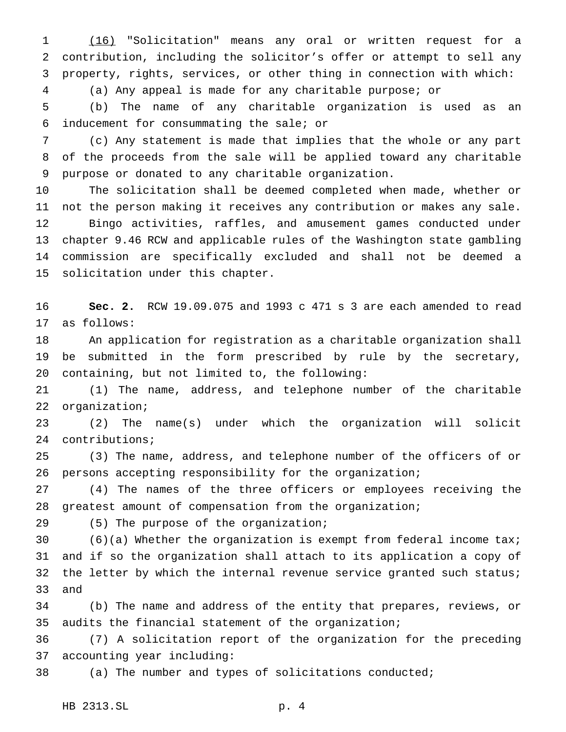(16) "Solicitation" means any oral or written request for a contribution, including the solicitor's offer or attempt to sell any property, rights, services, or other thing in connection with which:

(a) Any appeal is made for any charitable purpose; or

(b) The name of any charitable organization is used as an inducement for consummating the sale; or

(c) Any statement is made that implies that the whole or any part of the proceeds from the sale will be applied toward any charitable purpose or donated to any charitable organization.

The solicitation shall be deemed completed when made, whether or not the person making it receives any contribution or makes any sale.

Bingo activities, raffles, and amusement games conducted under chapter 9.46 RCW and applicable rules of the Washington state gambling commission are specifically excluded and shall not be deemed a solicitation under this chapter.

**Sec. 2.** RCW 19.09.075 and 1993 c 471 s 3 are each amended to read as follows:

An application for registration as a charitable organization shall be submitted in the form prescribed by rule by the secretary, containing, but not limited to, the following:

(1) The name, address, and telephone number of the charitable organization;

(2) The name(s) under which the organization will solicit contributions;

(3) The name, address, and telephone number of the officers of or persons accepting responsibility for the organization;

(4) The names of the three officers or employees receiving the greatest amount of compensation from the organization;

(5) The purpose of the organization;

(6)(a) Whether the organization is exempt from federal income tax; and if so the organization shall attach to its application a copy of the letter by which the internal revenue service granted such status; and

(b) The name and address of the entity that prepares, reviews, or audits the financial statement of the organization;

(7) A solicitation report of the organization for the preceding accounting year including:

(a) The number and types of solicitations conducted;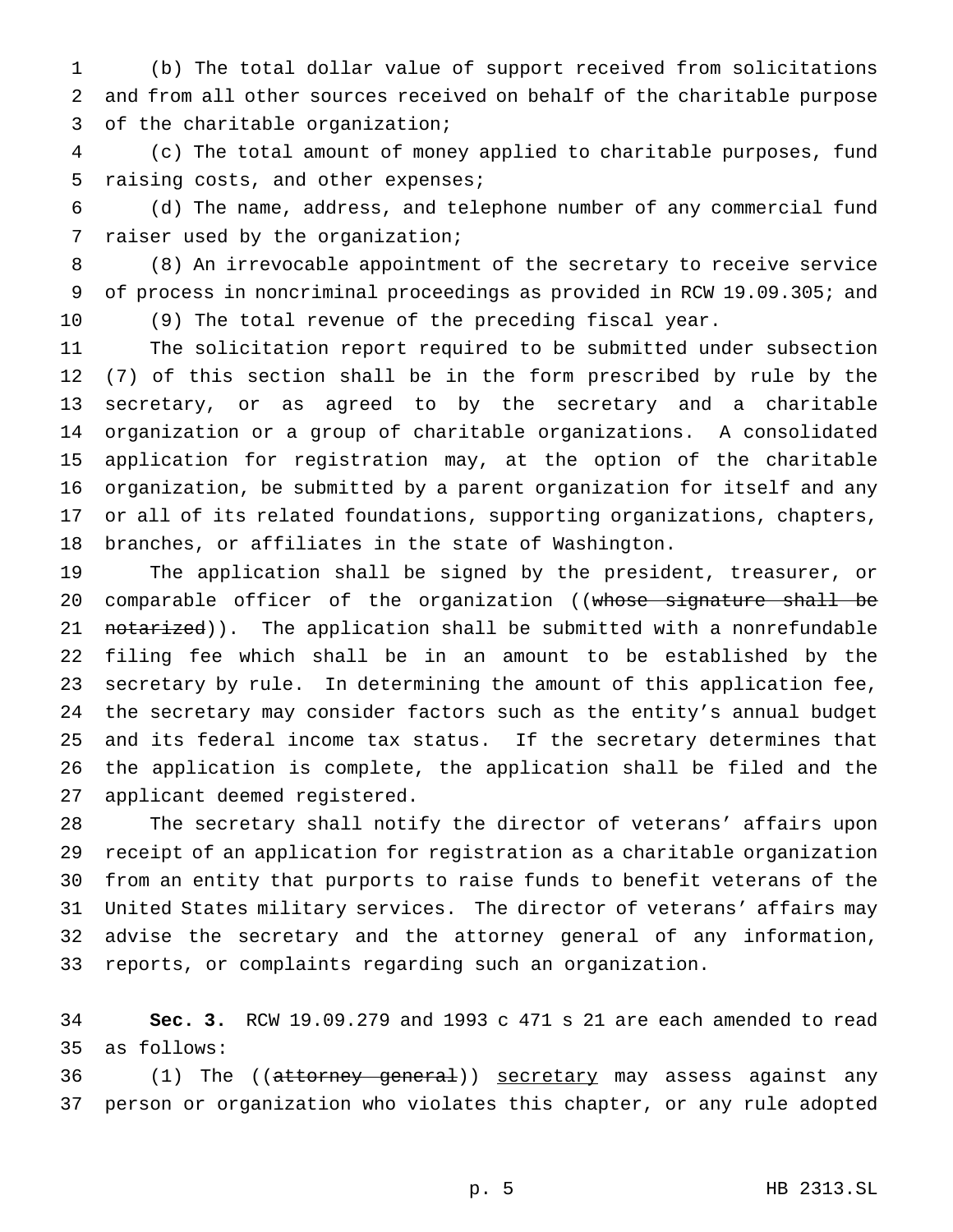(b) The total dollar value of support received from solicitations and from all other sources received on behalf of the charitable purpose of the charitable organization;

(c) The total amount of money applied to charitable purposes, fund raising costs, and other expenses;

(d) The name, address, and telephone number of any commercial fund raiser used by the organization;

(8) An irrevocable appointment of the secretary to receive service of process in noncriminal proceedings as provided in RCW 19.09.305; and

(9) The total revenue of the preceding fiscal year.

The solicitation report required to be submitted under subsection (7) of this section shall be in the form prescribed by rule by the secretary, or as agreed to by the secretary and a charitable organization or a group of charitable organizations. A consolidated application for registration may, at the option of the charitable organization, be submitted by a parent organization for itself and any or all of its related foundations, supporting organizations, chapters, branches, or affiliates in the state of Washington.

The application shall be signed by the president, treasurer, or comparable officer of the organization ((~~whose signature shall be notarized~~)). The application shall be submitted with a nonrefundable filing fee which shall be in an amount to be established by the secretary by rule. In determining the amount of this application fee, the secretary may consider factors such as the entity's annual budget and its federal income tax status. If the secretary determines that the application is complete, the application shall be filed and the applicant deemed registered.

The secretary shall notify the director of veterans' affairs upon receipt of an application for registration as a charitable organization from an entity that purports to raise funds to benefit veterans of the United States military services. The director of veterans' affairs may advise the secretary and the attorney general of any information, reports, or complaints regarding such an organization.

**Sec. 3.** RCW 19.09.279 and 1993 c 471 s 21 are each amended to read as follows:

(1) The ((~~attorney general~~)) <u>secretary</u> may assess against any person or organization who violates this chapter, or any rule adopted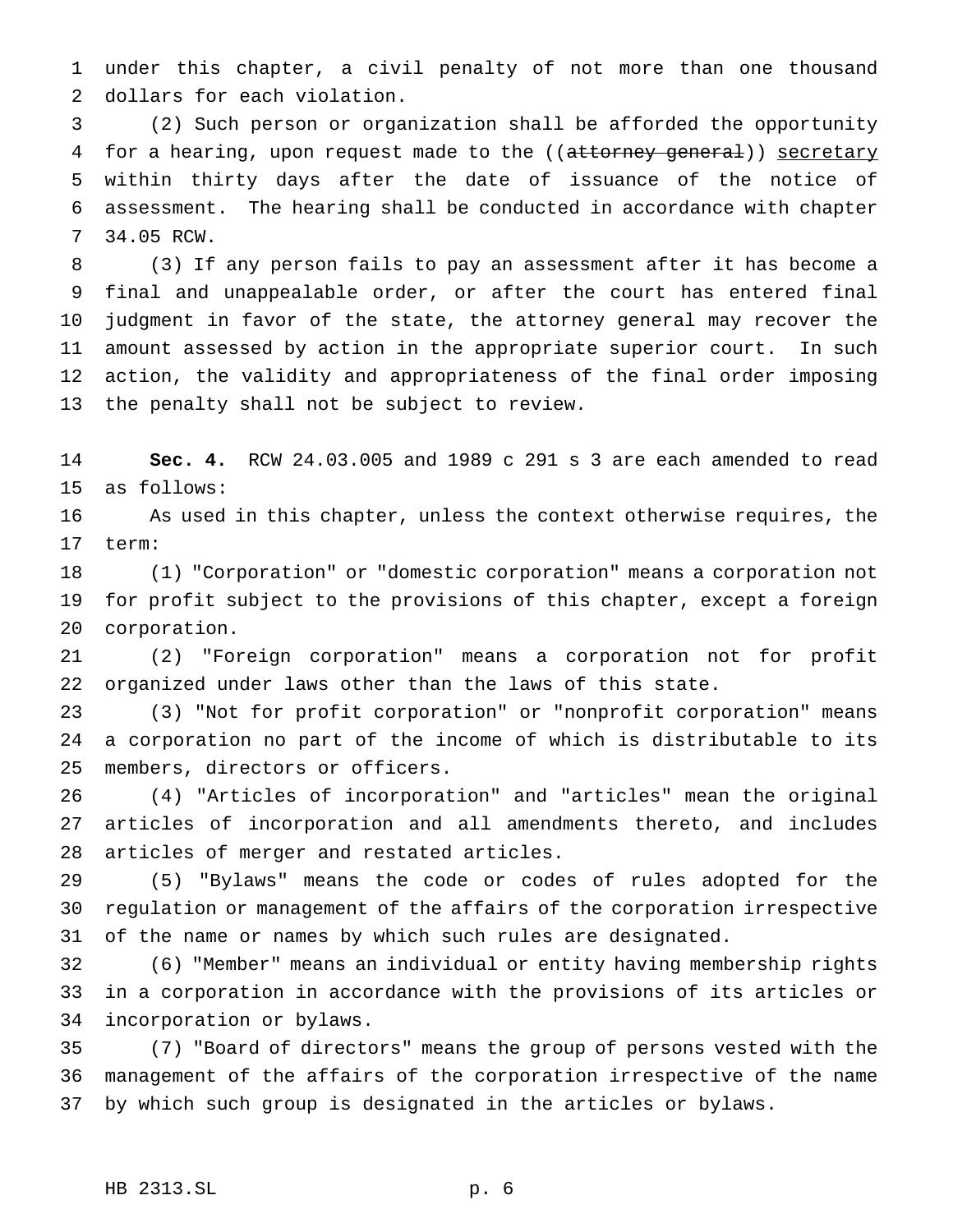under this chapter, a civil penalty of not more than one thousand dollars for each violation.

(2) Such person or organization shall be afforded the opportunity for a hearing, upon request made to the ((~~attorney general~~)) <u>secretary</u> within thirty days after the date of issuance of the notice of assessment. The hearing shall be conducted in accordance with chapter 34.05 RCW.

(3) If any person fails to pay an assessment after it has become a final and unappealable order, or after the court has entered final judgment in favor of the state, the attorney general may recover the amount assessed by action in the appropriate superior court. In such action, the validity and appropriateness of the final order imposing the penalty shall not be subject to review.

**Sec. 4.** RCW 24.03.005 and 1989 c 291 s 3 are each amended to read as follows:

As used in this chapter, unless the context otherwise requires, the term:

(1) "Corporation" or "domestic corporation" means a corporation not for profit subject to the provisions of this chapter, except a foreign corporation.

(2) "Foreign corporation" means a corporation not for profit organized under laws other than the laws of this state.

(3) "Not for profit corporation" or "nonprofit corporation" means a corporation no part of the income of which is distributable to its members, directors or officers.

(4) "Articles of incorporation" and "articles" mean the original articles of incorporation and all amendments thereto, and includes articles of merger and restated articles.

(5) "Bylaws" means the code or codes of rules adopted for the regulation or management of the affairs of the corporation irrespective of the name or names by which such rules are designated.

(6) "Member" means an individual or entity having membership rights in a corporation in accordance with the provisions of its articles or incorporation or bylaws.

(7) "Board of directors" means the group of persons vested with the management of the affairs of the corporation irrespective of the name by which such group is designated in the articles or bylaws.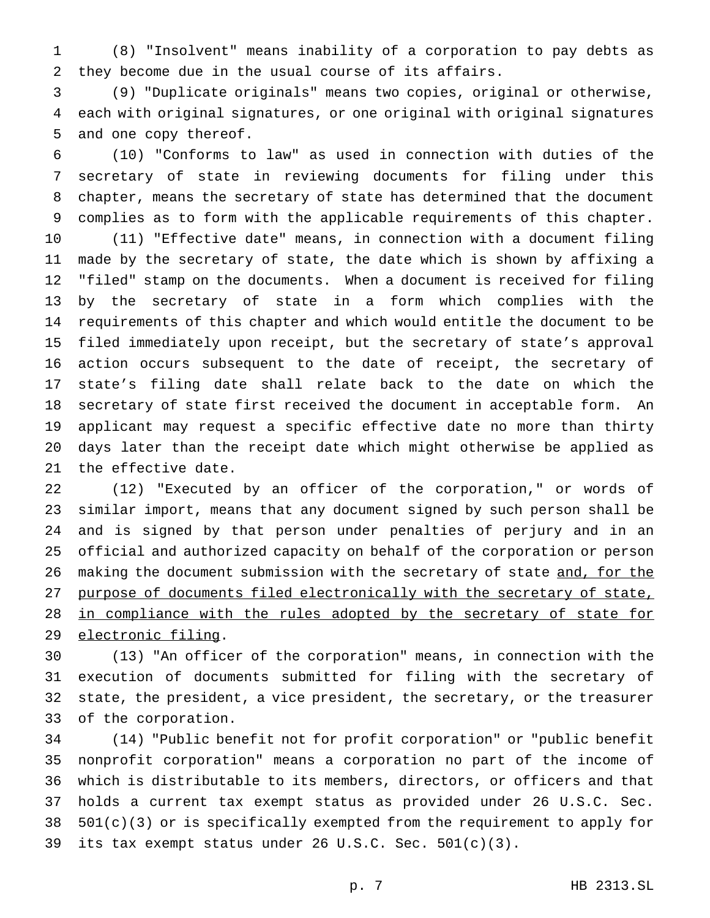(8) "Insolvent" means inability of a corporation to pay debts as they become due in the usual course of its affairs.

(9) "Duplicate originals" means two copies, original or otherwise, each with original signatures, or one original with original signatures and one copy thereof.

(10) "Conforms to law" as used in connection with duties of the secretary of state in reviewing documents for filing under this chapter, means the secretary of state has determined that the document complies as to form with the applicable requirements of this chapter.

(11) "Effective date" means, in connection with a document filing made by the secretary of state, the date which is shown by affixing a "filed" stamp on the documents. When a document is received for filing by the secretary of state in a form which complies with the requirements of this chapter and which would entitle the document to be filed immediately upon receipt, but the secretary of state's approval action occurs subsequent to the date of receipt, the secretary of state's filing date shall relate back to the date on which the secretary of state first received the document in acceptable form. An applicant may request a specific effective date no more than thirty days later than the receipt date which might otherwise be applied as the effective date.

(12) "Executed by an officer of the corporation," or words of similar import, means that any document signed by such person shall be and is signed by that person under penalties of perjury and in an official and authorized capacity on behalf of the corporation or person making the document submission with the secretary of state <u>and, for the purpose of documents filed electronically with the secretary of state, in compliance with the rules adopted by the secretary of state for electronic filing</u>.

(13) "An officer of the corporation" means, in connection with the execution of documents submitted for filing with the secretary of state, the president, a vice president, the secretary, or the treasurer of the corporation.

(14) "Public benefit not for profit corporation" or "public benefit nonprofit corporation" means a corporation no part of the income of which is distributable to its members, directors, or officers and that holds a current tax exempt status as provided under 26 U.S.C. Sec. 501(c)(3) or is specifically exempted from the requirement to apply for its tax exempt status under 26 U.S.C. Sec. 501(c)(3).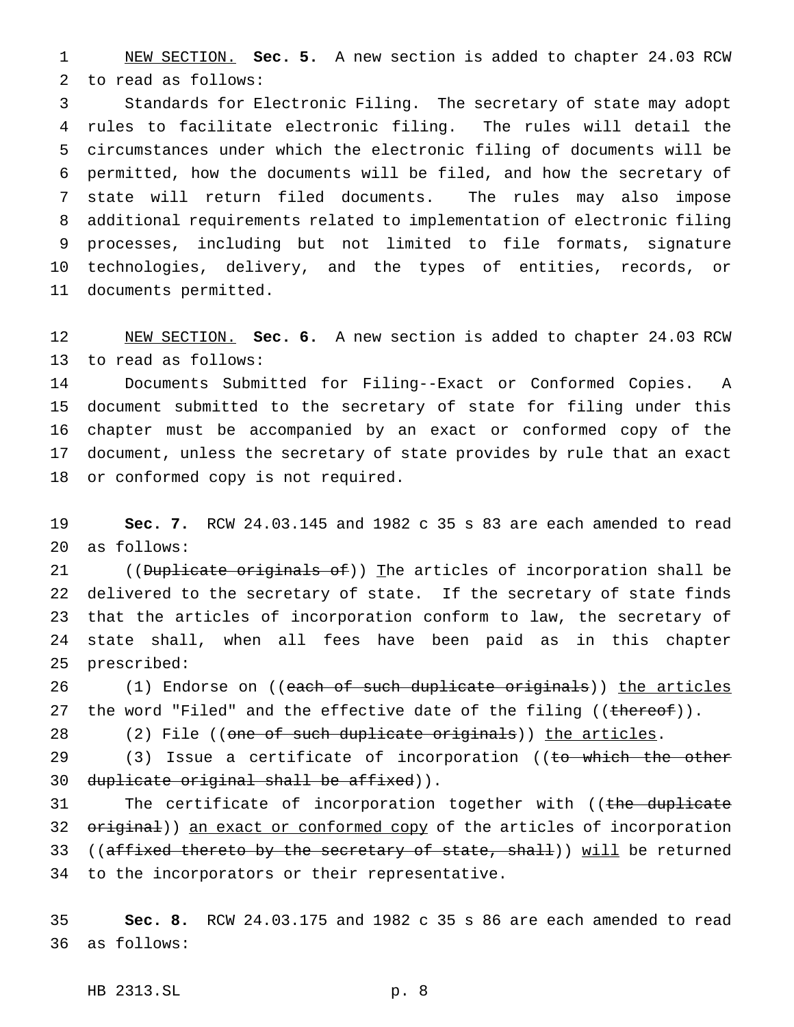NEW SECTION. **Sec. 5.** A new section is added to chapter 24.03 RCW to read as follows:

Standards for Electronic Filing. The secretary of state may adopt rules to facilitate electronic filing. The rules will detail the circumstances under which the electronic filing of documents will be permitted, how the documents will be filed, and how the secretary of state will return filed documents. The rules may also impose additional requirements related to implementation of electronic filing processes, including but not limited to file formats, signature technologies, delivery, and the types of entities, records, or documents permitted.

NEW SECTION. **Sec. 6.** A new section is added to chapter 24.03 RCW to read as follows:

Documents Submitted for Filing--Exact or Conformed Copies. A document submitted to the secretary of state for filing under this chapter must be accompanied by an exact or conformed copy of the document, unless the secretary of state provides by rule that an exact or conformed copy is not required.

**Sec. 7.** RCW 24.03.145 and 1982 c 35 s 83 are each amended to read as follows:

((~~Duplicate originals of~~)) The articles of incorporation shall be delivered to the secretary of state. If the secretary of state finds that the articles of incorporation conform to law, the secretary of state shall, when all fees have been paid as in this chapter prescribed:

(1) Endorse on ((~~each of such duplicate originals~~)) the articles the word "Filed" and the effective date of the filing ((~~thereof~~)).

(2) File ((~~one of such duplicate originals~~)) the articles.

(3) Issue a certificate of incorporation ((~~to which the other duplicate original shall be affixed~~)).

The certificate of incorporation together with ((~~the duplicate original~~)) an exact or conformed copy of the articles of incorporation ((~~affixed thereto by the secretary of state, shall~~)) will be returned to the incorporators or their representative.

**Sec. 8.** RCW 24.03.175 and 1982 c 35 s 86 are each amended to read as follows: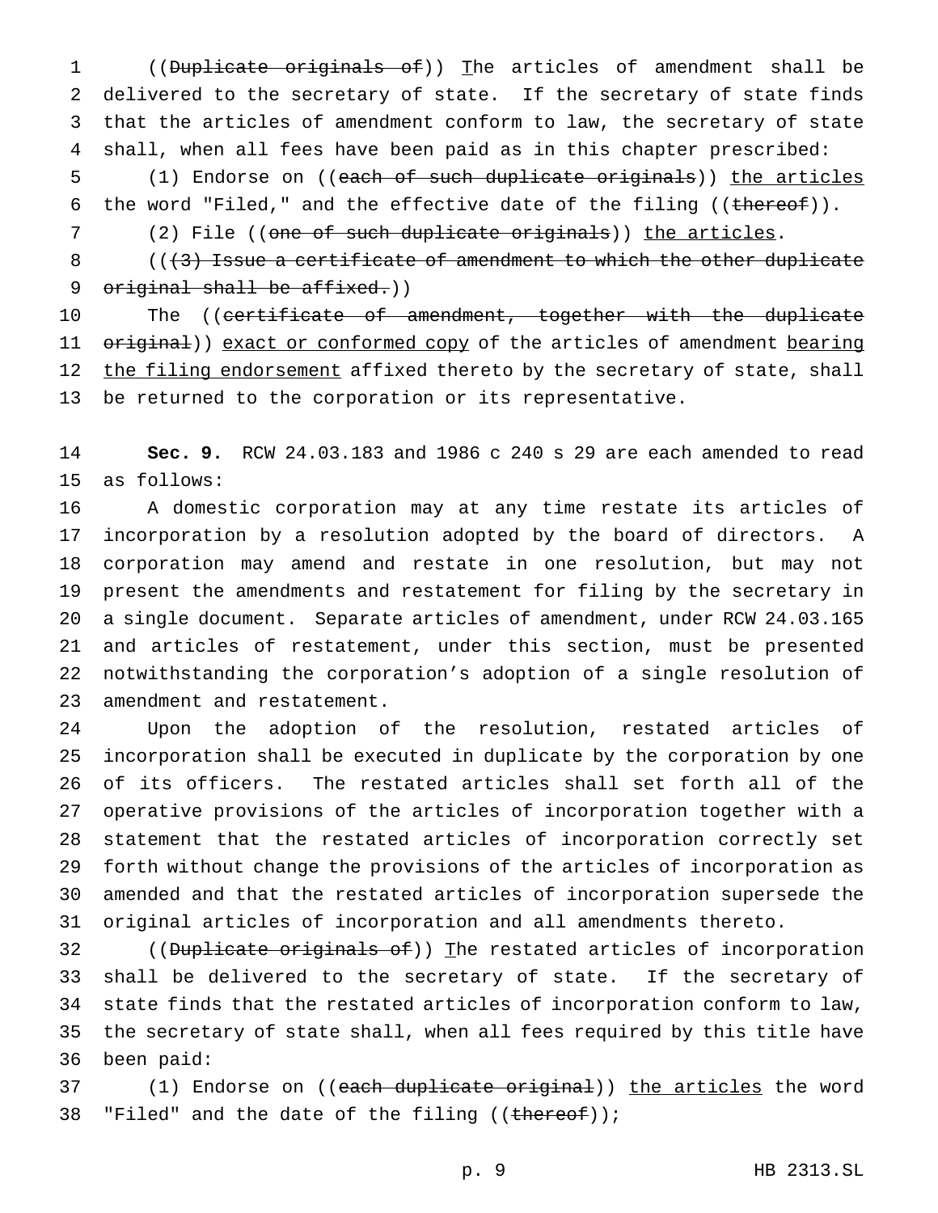((~~Duplicate originals of~~)) The articles of amendment shall be delivered to the secretary of state. If the secretary of state finds that the articles of amendment conform to law, the secretary of state shall, when all fees have been paid as in this chapter prescribed:

(1) Endorse on ((~~each of such duplicate originals~~)) the articles the word "Filed," and the effective date of the filing ((~~thereof~~)).

(2) File ((~~one of such duplicate originals~~)) the articles.

((~~(3) Issue a certificate of amendment to which the other duplicate original shall be affixed.~~))

The ((~~certificate of amendment, together with the duplicate original~~)) exact or conformed copy of the articles of amendment bearing the filing endorsement affixed thereto by the secretary of state, shall be returned to the corporation or its representative.

**Sec. 9.** RCW 24.03.183 and 1986 c 240 s 29 are each amended to read as follows:

A domestic corporation may at any time restate its articles of incorporation by a resolution adopted by the board of directors. A corporation may amend and restate in one resolution, but may not present the amendments and restatement for filing by the secretary in a single document. Separate articles of amendment, under RCW 24.03.165 and articles of restatement, under this section, must be presented notwithstanding the corporation's adoption of a single resolution of amendment and restatement.

Upon the adoption of the resolution, restated articles of incorporation shall be executed in duplicate by the corporation by one of its officers. The restated articles shall set forth all of the operative provisions of the articles of incorporation together with a statement that the restated articles of incorporation correctly set forth without change the provisions of the articles of incorporation as amended and that the restated articles of incorporation supersede the original articles of incorporation and all amendments thereto.

((~~Duplicate originals of~~)) The restated articles of incorporation shall be delivered to the secretary of state. If the secretary of state finds that the restated articles of incorporation conform to law, the secretary of state shall, when all fees required by this title have been paid:

(1) Endorse on ((~~each duplicate original~~)) the articles the word "Filed" and the date of the filing ((~~thereof~~));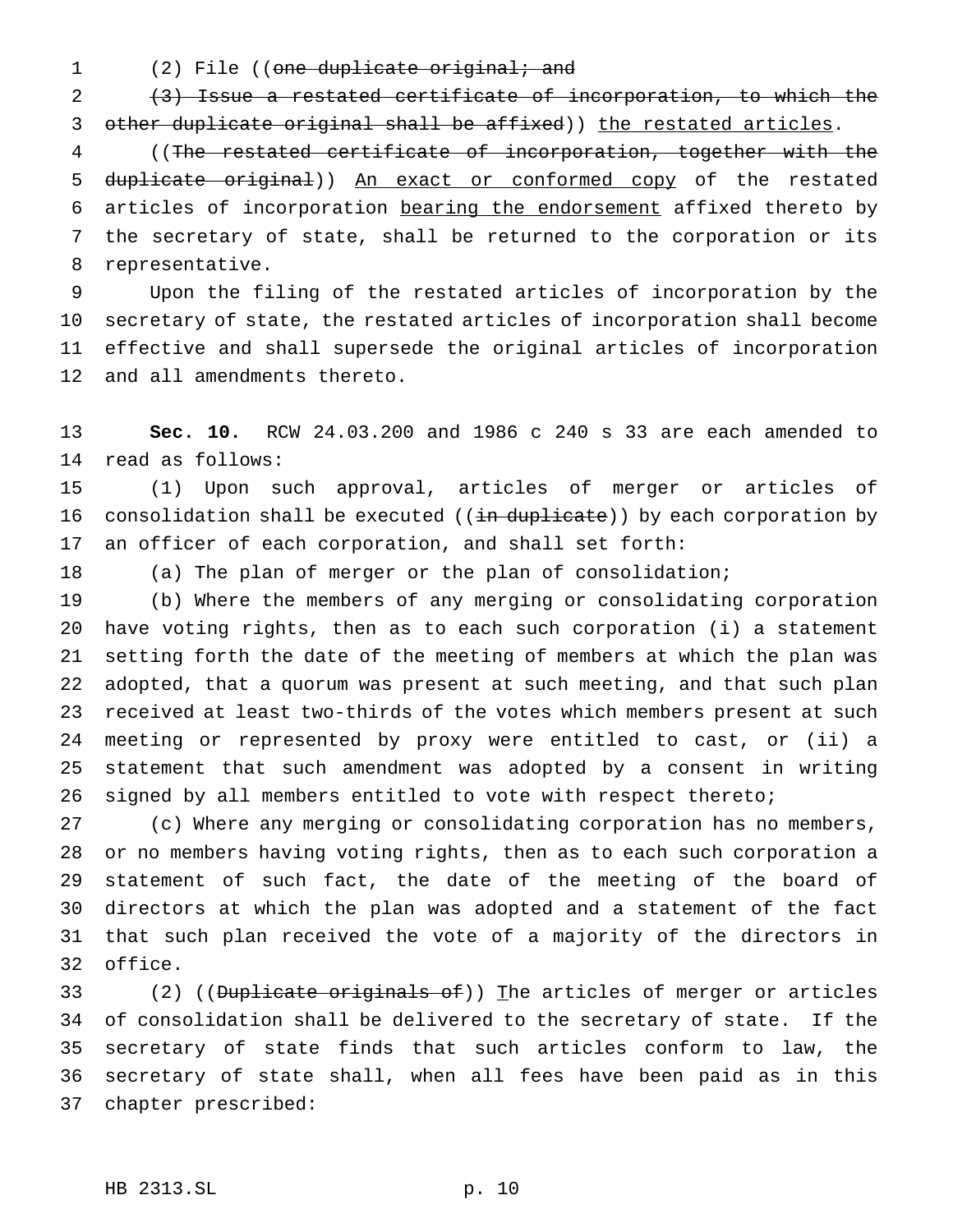(2) File ((~~one duplicate original; and~~

~~(3) Issue a restated certificate of incorporation, to which the other duplicate original shall be affixed~~)) <u>the restated articles</u>.

((~~The restated certificate of incorporation, together with the duplicate original~~)) <u>An exact or conformed copy</u> of the restated articles of incorporation <u>bearing the endorsement</u> affixed thereto by the secretary of state, shall be returned to the corporation or its representative.

Upon the filing of the restated articles of incorporation by the secretary of state, the restated articles of incorporation shall become effective and shall supersede the original articles of incorporation and all amendments thereto.

**Sec. 10.** RCW 24.03.200 and 1986 c 240 s 33 are each amended to read as follows:

(1) Upon such approval, articles of merger or articles of consolidation shall be executed ((~~in duplicate~~)) by each corporation by an officer of each corporation, and shall set forth:

(a) The plan of merger or the plan of consolidation;

(b) Where the members of any merging or consolidating corporation have voting rights, then as to each such corporation (i) a statement setting forth the date of the meeting of members at which the plan was adopted, that a quorum was present at such meeting, and that such plan received at least two-thirds of the votes which members present at such meeting or represented by proxy were entitled to cast, or (ii) a statement that such amendment was adopted by a consent in writing signed by all members entitled to vote with respect thereto;

(c) Where any merging or consolidating corporation has no members, or no members having voting rights, then as to each such corporation a statement of such fact, the date of the meeting of the board of directors at which the plan was adopted and a statement of the fact that such plan received the vote of a majority of the directors in office.

(2) ((~~Duplicate originals of~~)) <u>T</u>he articles of merger or articles of consolidation shall be delivered to the secretary of state. If the secretary of state finds that such articles conform to law, the secretary of state shall, when all fees have been paid as in this chapter prescribed: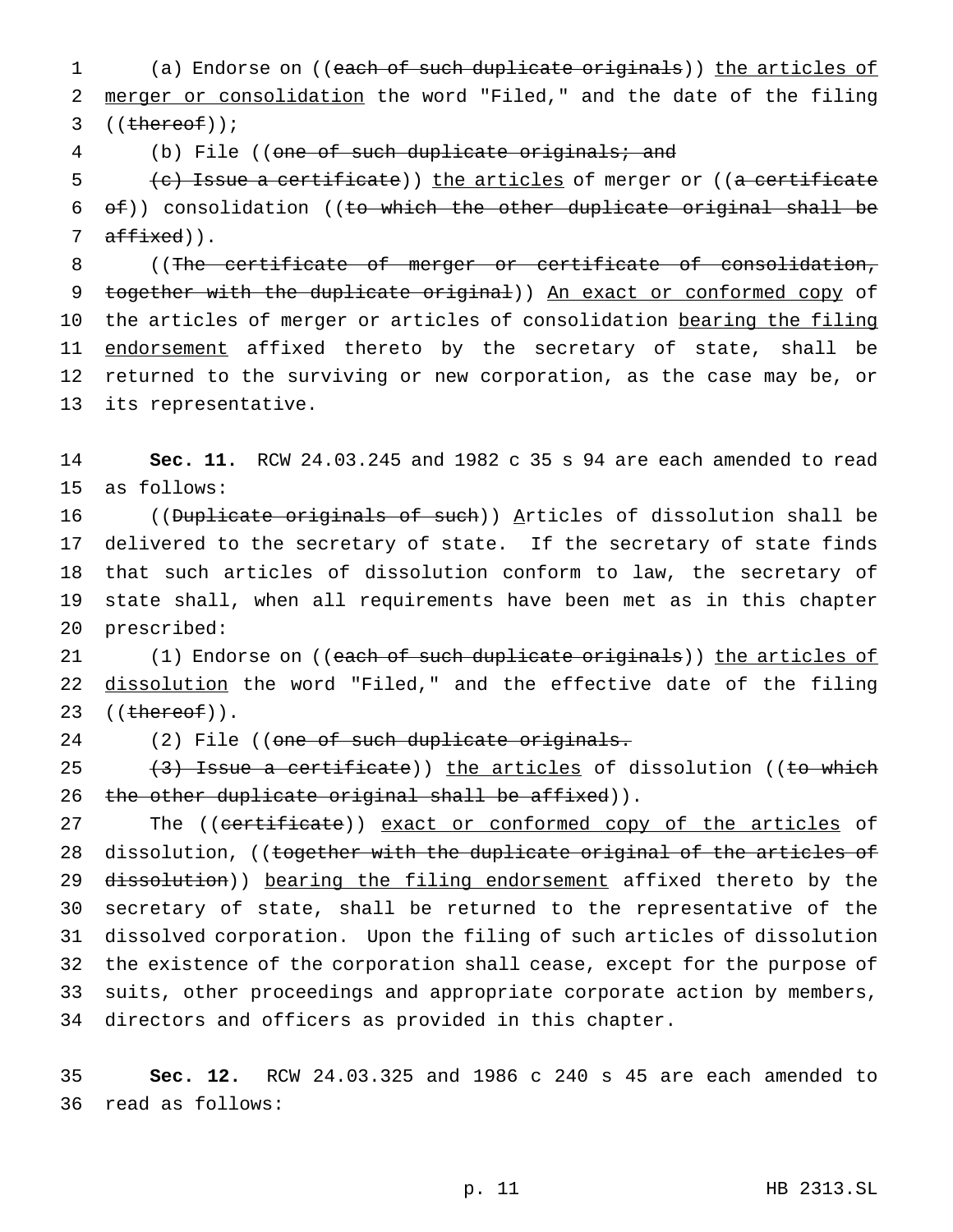(a) Endorse on ((~~each of such duplicate originals~~)) <u>the articles of merger or consolidation</u> the word "Filed," and the date of the filing ((~~thereof~~));

(b) File ((~~one of such duplicate originals; and~~

~~(c) Issue a certificate~~)) <u>the articles</u> of merger or ((~~a certificate of~~)) consolidation ((~~to which the other duplicate original shall be affixed~~)).

((~~The certificate of merger or certificate of consolidation, together with the duplicate original~~)) <u>An exact or conformed copy</u> of the articles of merger or articles of consolidation <u>bearing the filing endorsement</u> affixed thereto by the secretary of state, shall be returned to the surviving or new corporation, as the case may be, or its representative.

**Sec. 11.** RCW 24.03.245 and 1982 c 35 s 94 are each amended to read as follows:

((~~Duplicate originals of such~~)) <u>A</u>rticles of dissolution shall be delivered to the secretary of state. If the secretary of state finds that such articles of dissolution conform to law, the secretary of state shall, when all requirements have been met as in this chapter prescribed:

(1) Endorse on ((~~each of such duplicate originals~~)) <u>the articles of dissolution</u> the word "Filed," and the effective date of the filing ((~~thereof~~)).

(2) File ((~~one of such duplicate originals.~~

~~(3) Issue a certificate~~)) <u>the articles</u> of dissolution ((~~to which the other duplicate original shall be affixed~~)).

The ((~~certificate~~)) <u>exact or conformed copy of the articles</u> of dissolution, ((~~together with the duplicate original of the articles of dissolution~~)) <u>bearing the filing endorsement</u> affixed thereto by the secretary of state, shall be returned to the representative of the dissolved corporation. Upon the filing of such articles of dissolution the existence of the corporation shall cease, except for the purpose of suits, other proceedings and appropriate corporate action by members, directors and officers as provided in this chapter.

**Sec. 12.** RCW 24.03.325 and 1986 c 240 s 45 are each amended to read as follows: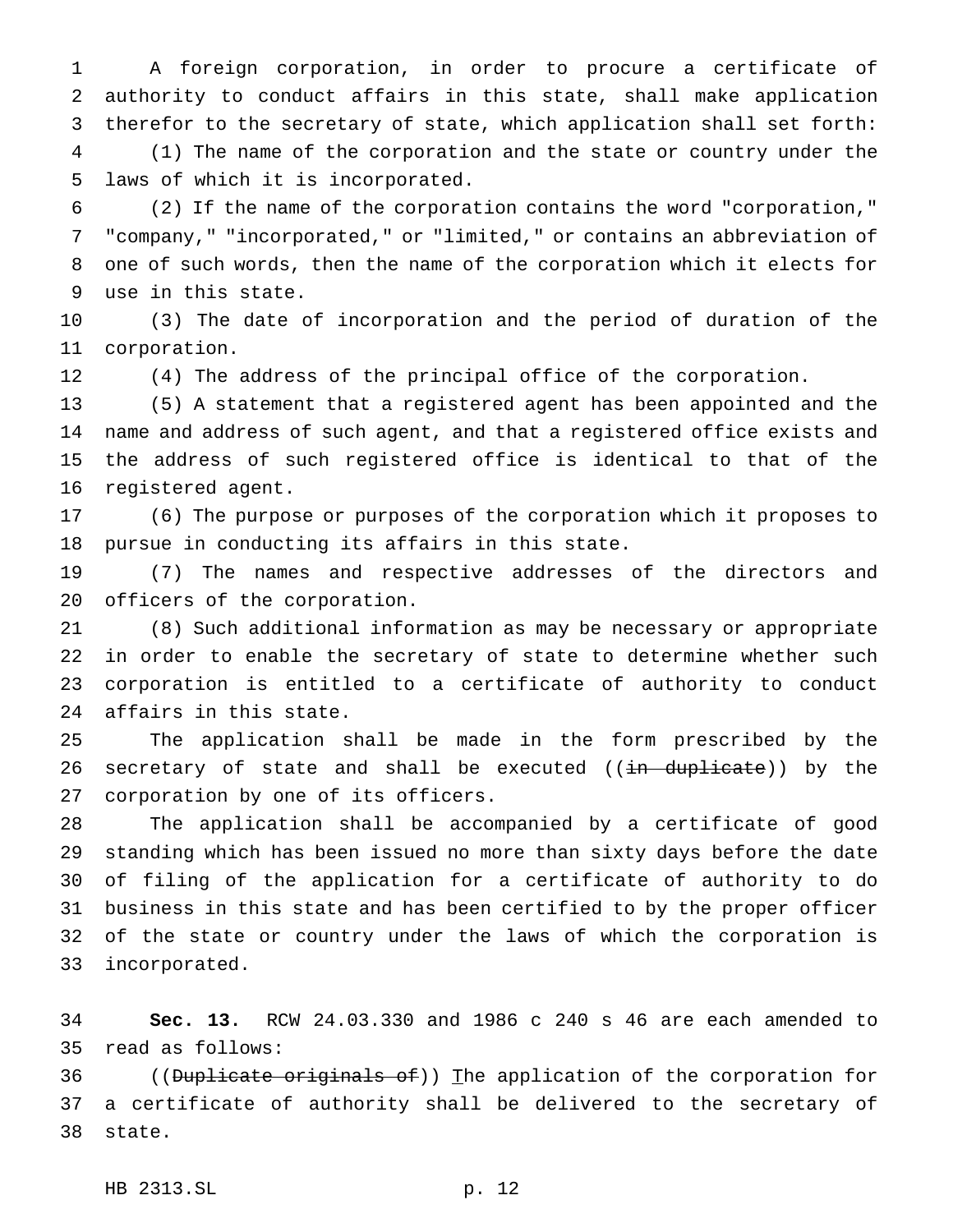A foreign corporation, in order to procure a certificate of authority to conduct affairs in this state, shall make application therefor to the secretary of state, which application shall set forth:

(1) The name of the corporation and the state or country under the laws of which it is incorporated.

(2) If the name of the corporation contains the word "corporation," "company," "incorporated," or "limited," or contains an abbreviation of one of such words, then the name of the corporation which it elects for use in this state.

(3) The date of incorporation and the period of duration of the corporation.

(4) The address of the principal office of the corporation.

(5) A statement that a registered agent has been appointed and the name and address of such agent, and that a registered office exists and the address of such registered office is identical to that of the registered agent.

(6) The purpose or purposes of the corporation which it proposes to pursue in conducting its affairs in this state.

(7) The names and respective addresses of the directors and officers of the corporation.

(8) Such additional information as may be necessary or appropriate in order to enable the secretary of state to determine whether such corporation is entitled to a certificate of authority to conduct affairs in this state.

The application shall be made in the form prescribed by the secretary of state and shall be executed ((~~in duplicate~~)) by the corporation by one of its officers.

The application shall be accompanied by a certificate of good standing which has been issued no more than sixty days before the date of filing of the application for a certificate of authority to do business in this state and has been certified to by the proper officer of the state or country under the laws of which the corporation is incorporated.

**Sec. 13.** RCW 24.03.330 and 1986 c 240 s 46 are each amended to read as follows:

((~~Duplicate originals of~~)) <u>T</u>he application of the corporation for a certificate of authority shall be delivered to the secretary of state.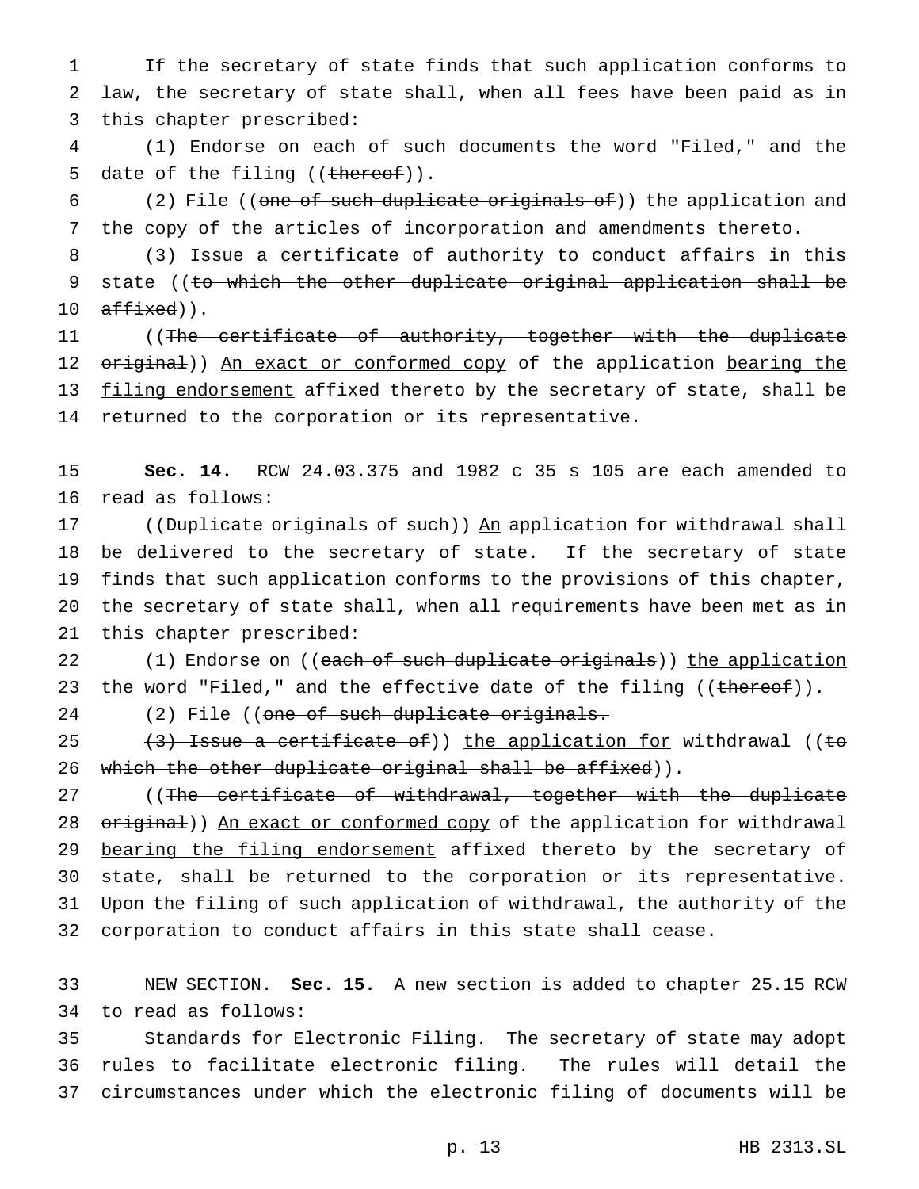If the secretary of state finds that such application conforms to law, the secretary of state shall, when all fees have been paid as in this chapter prescribed:

(1) Endorse on each of such documents the word "Filed," and the date of the filing ((~~thereof~~)).

(2) File ((~~one of such duplicate originals of~~)) the application and the copy of the articles of incorporation and amendments thereto.

(3) Issue a certificate of authority to conduct affairs in this state ((~~to which the other duplicate original application shall be affixed~~)).

((~~The certificate of authority, together with the duplicate original~~)) <u>An exact or conformed copy</u> of the application <u>bearing the filing endorsement</u> affixed thereto by the secretary of state, shall be returned to the corporation or its representative.

**Sec. 14.** RCW 24.03.375 and 1982 c 35 s 105 are each amended to read as follows:

((~~Duplicate originals of such~~)) <u>An</u> application for withdrawal shall be delivered to the secretary of state. If the secretary of state finds that such application conforms to the provisions of this chapter, the secretary of state shall, when all requirements have been met as in this chapter prescribed:

(1) Endorse on ((~~each of such duplicate originals~~)) <u>the application</u> the word "Filed," and the effective date of the filing ((~~thereof~~)).

(2) File ((~~one of such duplicate originals.~~

~~(3) Issue a certificate of~~)) <u>the application for</u> withdrawal ((~~to which the other duplicate original shall be affixed~~)).

((~~The certificate of withdrawal, together with the duplicate original~~)) <u>An exact or conformed copy</u> of the application for withdrawal <u>bearing the filing endorsement</u> affixed thereto by the secretary of state, shall be returned to the corporation or its representative. Upon the filing of such application of withdrawal, the authority of the corporation to conduct affairs in this state shall cease.

<u>NEW SECTION.</u> **Sec. 15.** A new section is added to chapter 25.15 RCW to read as follows:

Standards for Electronic Filing. The secretary of state may adopt rules to facilitate electronic filing. The rules will detail the circumstances under which the electronic filing of documents will be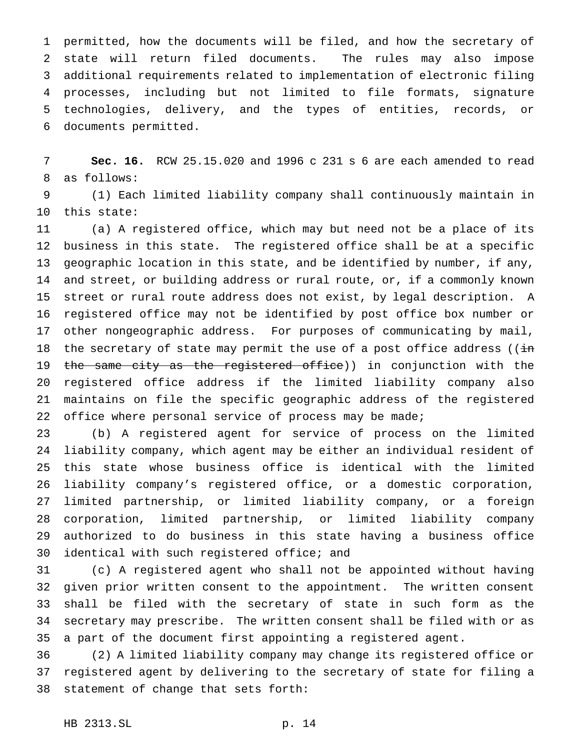permitted, how the documents will be filed, and how the secretary of state will return filed documents. The rules may also impose additional requirements related to implementation of electronic filing processes, including but not limited to file formats, signature technologies, delivery, and the types of entities, records, or documents permitted.

**Sec. 16.** RCW 25.15.020 and 1996 c 231 s 6 are each amended to read as follows:

(1) Each limited liability company shall continuously maintain in this state:

(a) A registered office, which may but need not be a place of its business in this state. The registered office shall be at a specific geographic location in this state, and be identified by number, if any, and street, or building address or rural route, or, if a commonly known street or rural route address does not exist, by legal description. A registered office may not be identified by post office box number or other nongeographic address. For purposes of communicating by mail, the secretary of state may permit the use of a post office address ((~~in the same city as the registered office~~)) in conjunction with the registered office address if the limited liability company also maintains on file the specific geographic address of the registered office where personal service of process may be made;

(b) A registered agent for service of process on the limited liability company, which agent may be either an individual resident of this state whose business office is identical with the limited liability company's registered office, or a domestic corporation, limited partnership, or limited liability company, or a foreign corporation, limited partnership, or limited liability company authorized to do business in this state having a business office identical with such registered office; and

(c) A registered agent who shall not be appointed without having given prior written consent to the appointment. The written consent shall be filed with the secretary of state in such form as the secretary may prescribe. The written consent shall be filed with or as a part of the document first appointing a registered agent.

(2) A limited liability company may change its registered office or registered agent by delivering to the secretary of state for filing a statement of change that sets forth: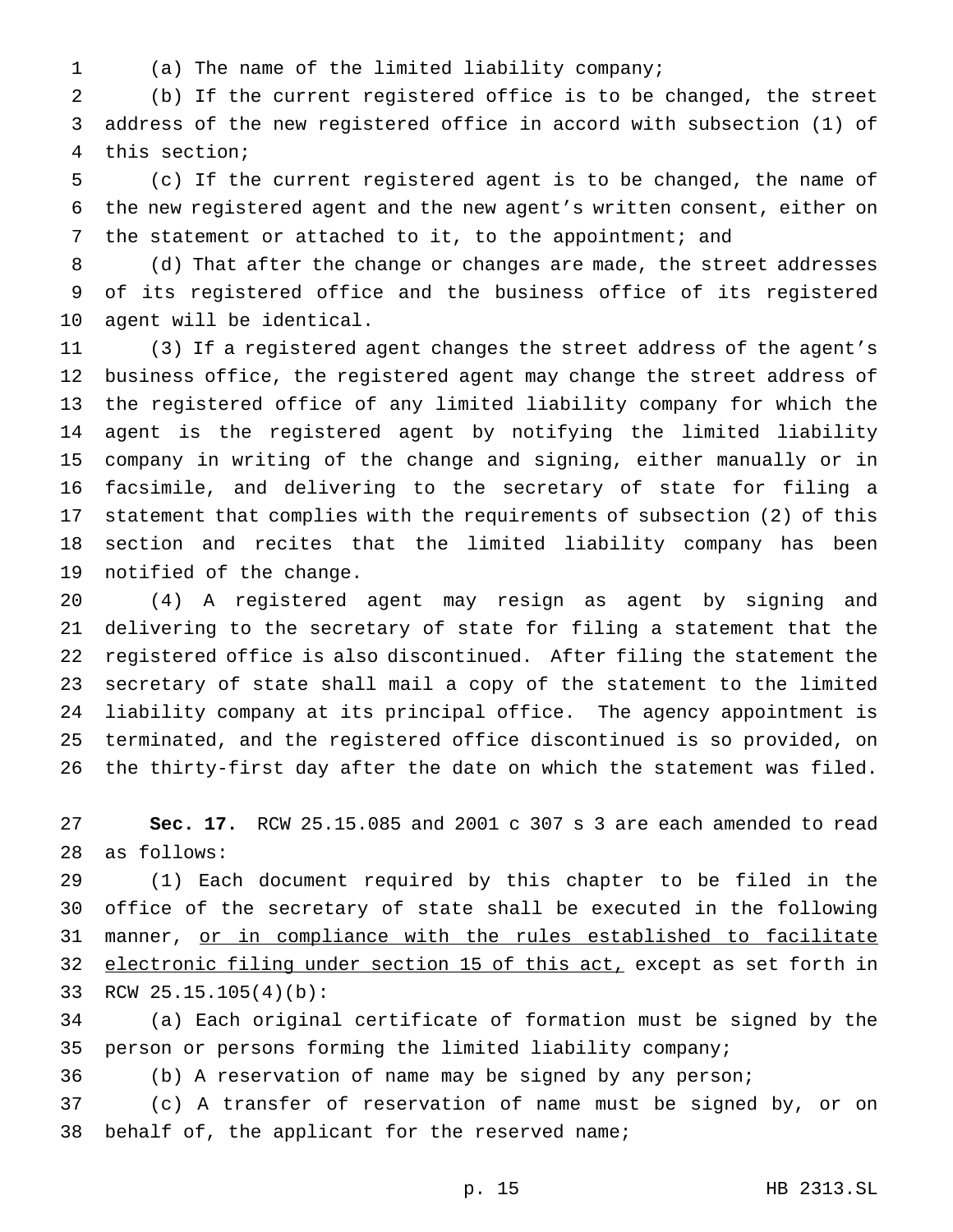(a) The name of the limited liability company;

(b) If the current registered office is to be changed, the street address of the new registered office in accord with subsection (1) of this section;

(c) If the current registered agent is to be changed, the name of the new registered agent and the new agent's written consent, either on the statement or attached to it, to the appointment; and

(d) That after the change or changes are made, the street addresses of its registered office and the business office of its registered agent will be identical.

(3) If a registered agent changes the street address of the agent's business office, the registered agent may change the street address of the registered office of any limited liability company for which the agent is the registered agent by notifying the limited liability company in writing of the change and signing, either manually or in facsimile, and delivering to the secretary of state for filing a statement that complies with the requirements of subsection (2) of this section and recites that the limited liability company has been notified of the change.

(4) A registered agent may resign as agent by signing and delivering to the secretary of state for filing a statement that the registered office is also discontinued. After filing the statement the secretary of state shall mail a copy of the statement to the limited liability company at its principal office. The agency appointment is terminated, and the registered office discontinued is so provided, on the thirty-first day after the date on which the statement was filed.

**Sec. 17.** RCW 25.15.085 and 2001 c 307 s 3 are each amended to read as follows:

(1) Each document required by this chapter to be filed in the office of the secretary of state shall be executed in the following manner, <u>or in compliance with the rules established to facilitate electronic filing under section 15 of this act,</u> except as set forth in RCW 25.15.105(4)(b):

(a) Each original certificate of formation must be signed by the person or persons forming the limited liability company;

(b) A reservation of name may be signed by any person;

(c) A transfer of reservation of name must be signed by, or on behalf of, the applicant for the reserved name;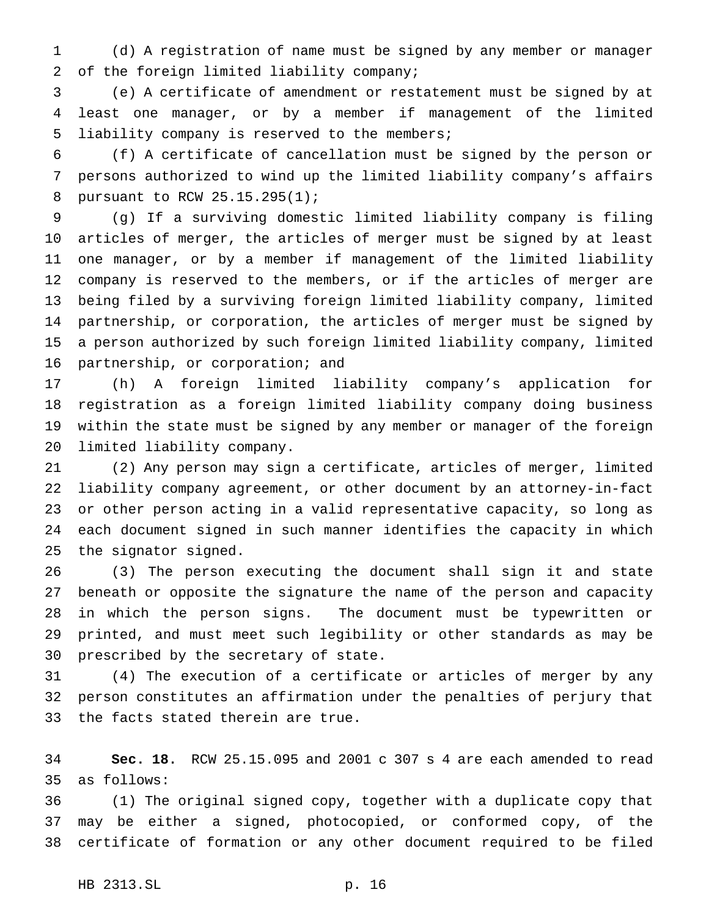(d) A registration of name must be signed by any member or manager of the foreign limited liability company;

(e) A certificate of amendment or restatement must be signed by at least one manager, or by a member if management of the limited liability company is reserved to the members;

(f) A certificate of cancellation must be signed by the person or persons authorized to wind up the limited liability company's affairs pursuant to RCW 25.15.295(1);

(g) If a surviving domestic limited liability company is filing articles of merger, the articles of merger must be signed by at least one manager, or by a member if management of the limited liability company is reserved to the members, or if the articles of merger are being filed by a surviving foreign limited liability company, limited partnership, or corporation, the articles of merger must be signed by a person authorized by such foreign limited liability company, limited partnership, or corporation; and

(h) A foreign limited liability company's application for registration as a foreign limited liability company doing business within the state must be signed by any member or manager of the foreign limited liability company.

(2) Any person may sign a certificate, articles of merger, limited liability company agreement, or other document by an attorney-in-fact or other person acting in a valid representative capacity, so long as each document signed in such manner identifies the capacity in which the signator signed.

(3) The person executing the document shall sign it and state beneath or opposite the signature the name of the person and capacity in which the person signs. The document must be typewritten or printed, and must meet such legibility or other standards as may be prescribed by the secretary of state.

(4) The execution of a certificate or articles of merger by any person constitutes an affirmation under the penalties of perjury that the facts stated therein are true.

**Sec. 18.** RCW 25.15.095 and 2001 c 307 s 4 are each amended to read as follows:

(1) The original signed copy, together with a duplicate copy that may be either a signed, photocopied, or conformed copy, of the certificate of formation or any other document required to be filed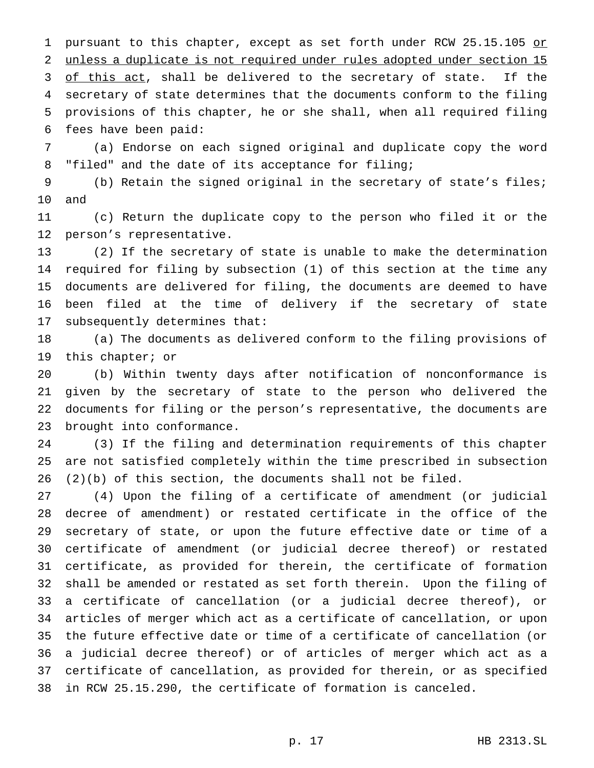pursuant to this chapter, except as set forth under RCW 25.15.105 <u>or unless a duplicate is not required under rules adopted under section 15 of this act</u>, shall be delivered to the secretary of state. If the secretary of state determines that the documents conform to the filing provisions of this chapter, he or she shall, when all required filing fees have been paid:

(a) Endorse on each signed original and duplicate copy the word "filed" and the date of its acceptance for filing;

(b) Retain the signed original in the secretary of state's files; and

(c) Return the duplicate copy to the person who filed it or the person's representative.

(2) If the secretary of state is unable to make the determination required for filing by subsection (1) of this section at the time any documents are delivered for filing, the documents are deemed to have been filed at the time of delivery if the secretary of state subsequently determines that:

(a) The documents as delivered conform to the filing provisions of this chapter; or

(b) Within twenty days after notification of nonconformance is given by the secretary of state to the person who delivered the documents for filing or the person's representative, the documents are brought into conformance.

(3) If the filing and determination requirements of this chapter are not satisfied completely within the time prescribed in subsection (2)(b) of this section, the documents shall not be filed.

(4) Upon the filing of a certificate of amendment (or judicial decree of amendment) or restated certificate in the office of the secretary of state, or upon the future effective date or time of a certificate of amendment (or judicial decree thereof) or restated certificate, as provided for therein, the certificate of formation shall be amended or restated as set forth therein. Upon the filing of a certificate of cancellation (or a judicial decree thereof), or articles of merger which act as a certificate of cancellation, or upon the future effective date or time of a certificate of cancellation (or a judicial decree thereof) or of articles of merger which act as a certificate of cancellation, as provided for therein, or as specified in RCW 25.15.290, the certificate of formation is canceled.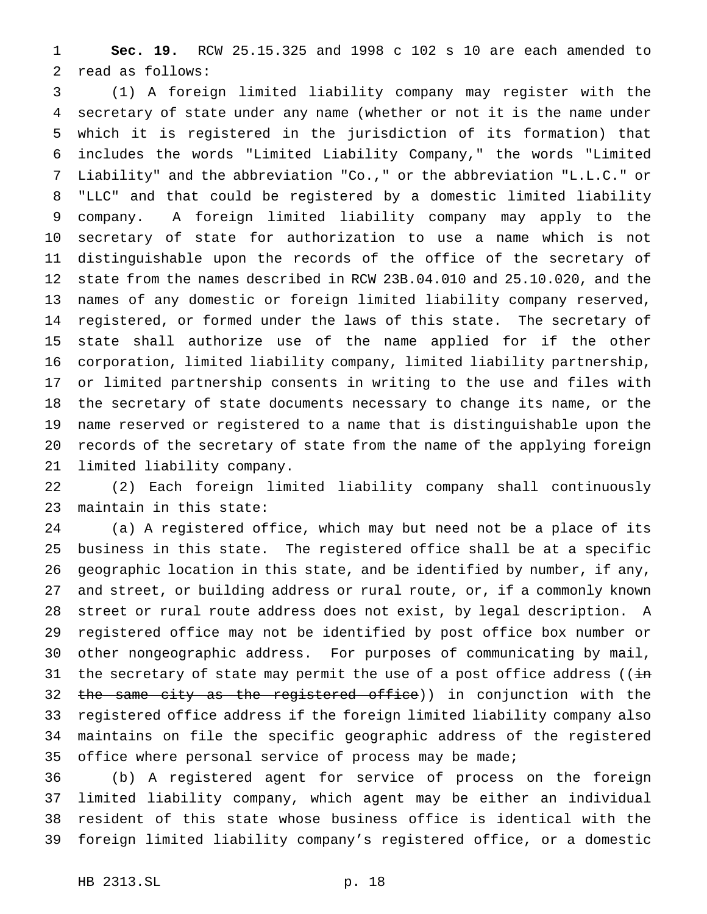**Sec. 19.** RCW 25.15.325 and 1998 c 102 s 10 are each amended to read as follows:

(1) A foreign limited liability company may register with the secretary of state under any name (whether or not it is the name under which it is registered in the jurisdiction of its formation) that includes the words "Limited Liability Company," the words "Limited Liability" and the abbreviation "Co.," or the abbreviation "L.L.C." or "LLC" and that could be registered by a domestic limited liability company. A foreign limited liability company may apply to the secretary of state for authorization to use a name which is not distinguishable upon the records of the office of the secretary of state from the names described in RCW 23B.04.010 and 25.10.020, and the names of any domestic or foreign limited liability company reserved, registered, or formed under the laws of this state. The secretary of state shall authorize use of the name applied for if the other corporation, limited liability company, limited liability partnership, or limited partnership consents in writing to the use and files with the secretary of state documents necessary to change its name, or the name reserved or registered to a name that is distinguishable upon the records of the secretary of state from the name of the applying foreign limited liability company.

(2) Each foreign limited liability company shall continuously maintain in this state:

(a) A registered office, which may but need not be a place of its business in this state. The registered office shall be at a specific geographic location in this state, and be identified by number, if any, and street, or building address or rural route, or, if a commonly known street or rural route address does not exist, by legal description. A registered office may not be identified by post office box number or other nongeographic address. For purposes of communicating by mail, the secretary of state may permit the use of a post office address ((~~in the same city as the registered office~~)) in conjunction with the registered office address if the foreign limited liability company also maintains on file the specific geographic address of the registered office where personal service of process may be made;

(b) A registered agent for service of process on the foreign limited liability company, which agent may be either an individual resident of this state whose business office is identical with the foreign limited liability company's registered office, or a domestic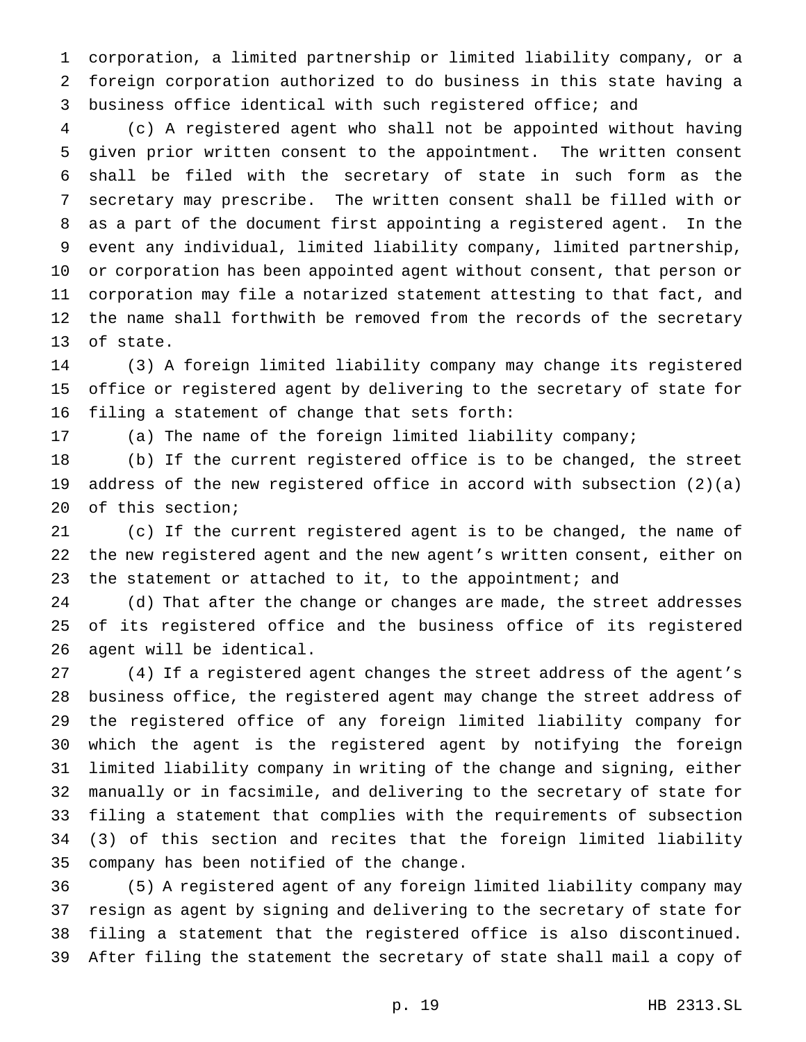corporation, a limited partnership or limited liability company, or a foreign corporation authorized to do business in this state having a business office identical with such registered office; and

(c) A registered agent who shall not be appointed without having given prior written consent to the appointment. The written consent shall be filed with the secretary of state in such form as the secretary may prescribe. The written consent shall be filled with or as a part of the document first appointing a registered agent. In the event any individual, limited liability company, limited partnership, or corporation has been appointed agent without consent, that person or corporation may file a notarized statement attesting to that fact, and the name shall forthwith be removed from the records of the secretary of state.

(3) A foreign limited liability company may change its registered office or registered agent by delivering to the secretary of state for filing a statement of change that sets forth:

(a) The name of the foreign limited liability company;

(b) If the current registered office is to be changed, the street address of the new registered office in accord with subsection (2)(a) of this section;

(c) If the current registered agent is to be changed, the name of the new registered agent and the new agent's written consent, either on the statement or attached to it, to the appointment; and

(d) That after the change or changes are made, the street addresses of its registered office and the business office of its registered agent will be identical.

(4) If a registered agent changes the street address of the agent's business office, the registered agent may change the street address of the registered office of any foreign limited liability company for which the agent is the registered agent by notifying the foreign limited liability company in writing of the change and signing, either manually or in facsimile, and delivering to the secretary of state for filing a statement that complies with the requirements of subsection (3) of this section and recites that the foreign limited liability company has been notified of the change.

(5) A registered agent of any foreign limited liability company may resign as agent by signing and delivering to the secretary of state for filing a statement that the registered office is also discontinued. After filing the statement the secretary of state shall mail a copy of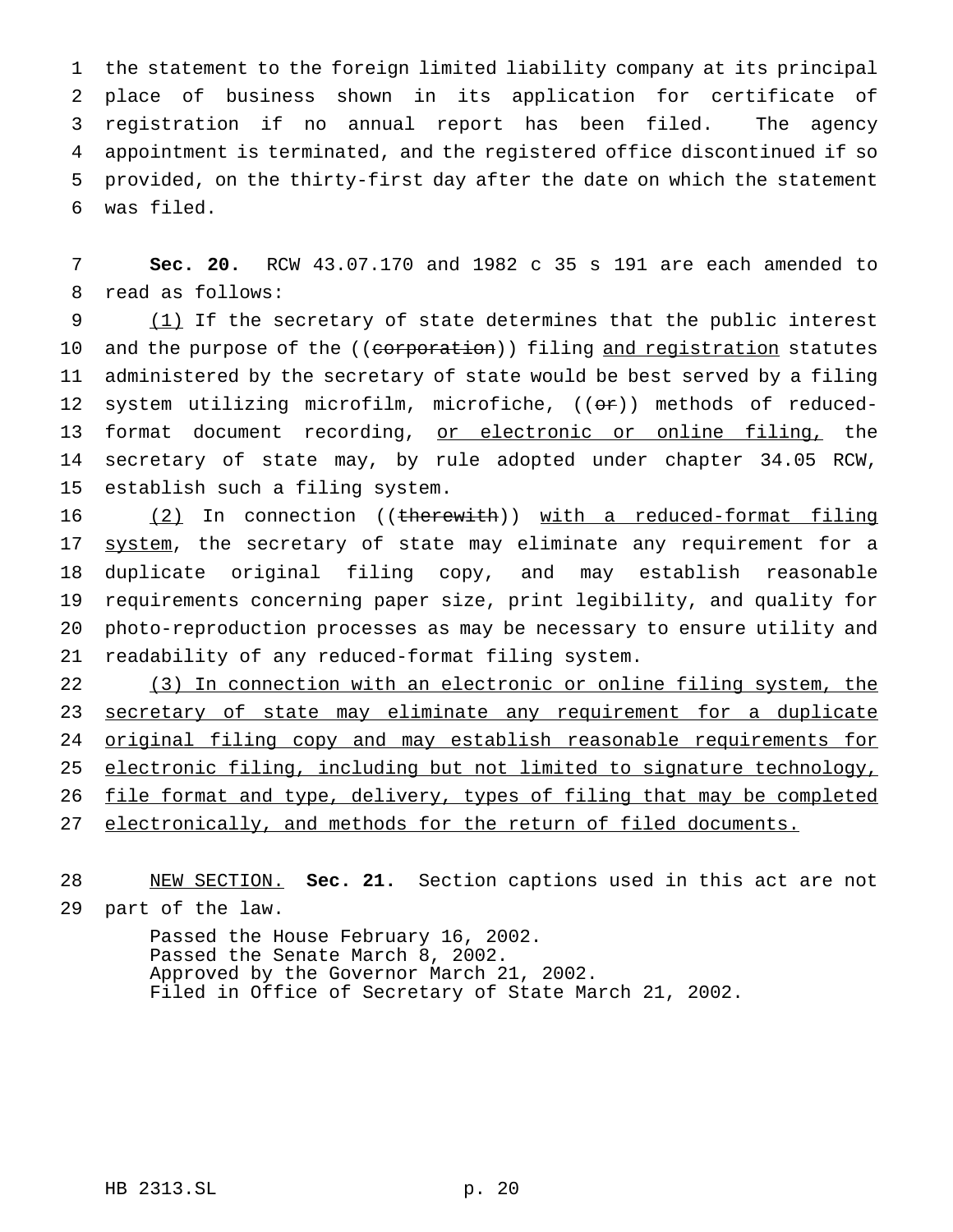the statement to the foreign limited liability company at its principal place of business shown in its application for certificate of registration if no annual report has been filed. The agency appointment is terminated, and the registered office discontinued if so provided, on the thirty-first day after the date on which the statement was filed.

**Sec. 20.** RCW 43.07.170 and 1982 c 35 s 191 are each amended to read as follows:

(1) If the secretary of state determines that the public interest and the purpose of the ((~~corporation~~)) filing and registration statutes administered by the secretary of state would be best served by a filing system utilizing microfilm, microfiche, ((~~or~~)) methods of reduced-format document recording, or electronic or online filing, the secretary of state may, by rule adopted under chapter 34.05 RCW, establish such a filing system.

(2) In connection ((~~therewith~~)) with a reduced-format filing system, the secretary of state may eliminate any requirement for a duplicate original filing copy, and may establish reasonable requirements concerning paper size, print legibility, and quality for photo-reproduction processes as may be necessary to ensure utility and readability of any reduced-format filing system.

(3) In connection with an electronic or online filing system, the secretary of state may eliminate any requirement for a duplicate original filing copy and may establish reasonable requirements for electronic filing, including but not limited to signature technology, file format and type, delivery, types of filing that may be completed electronically, and methods for the return of filed documents.

NEW SECTION. **Sec. 21.** Section captions used in this act are not part of the law.

Passed the House February 16, 2002.
Passed the Senate March 8, 2002.
Approved by the Governor March 21, 2002.
Filed in Office of Secretary of State March 21, 2002.